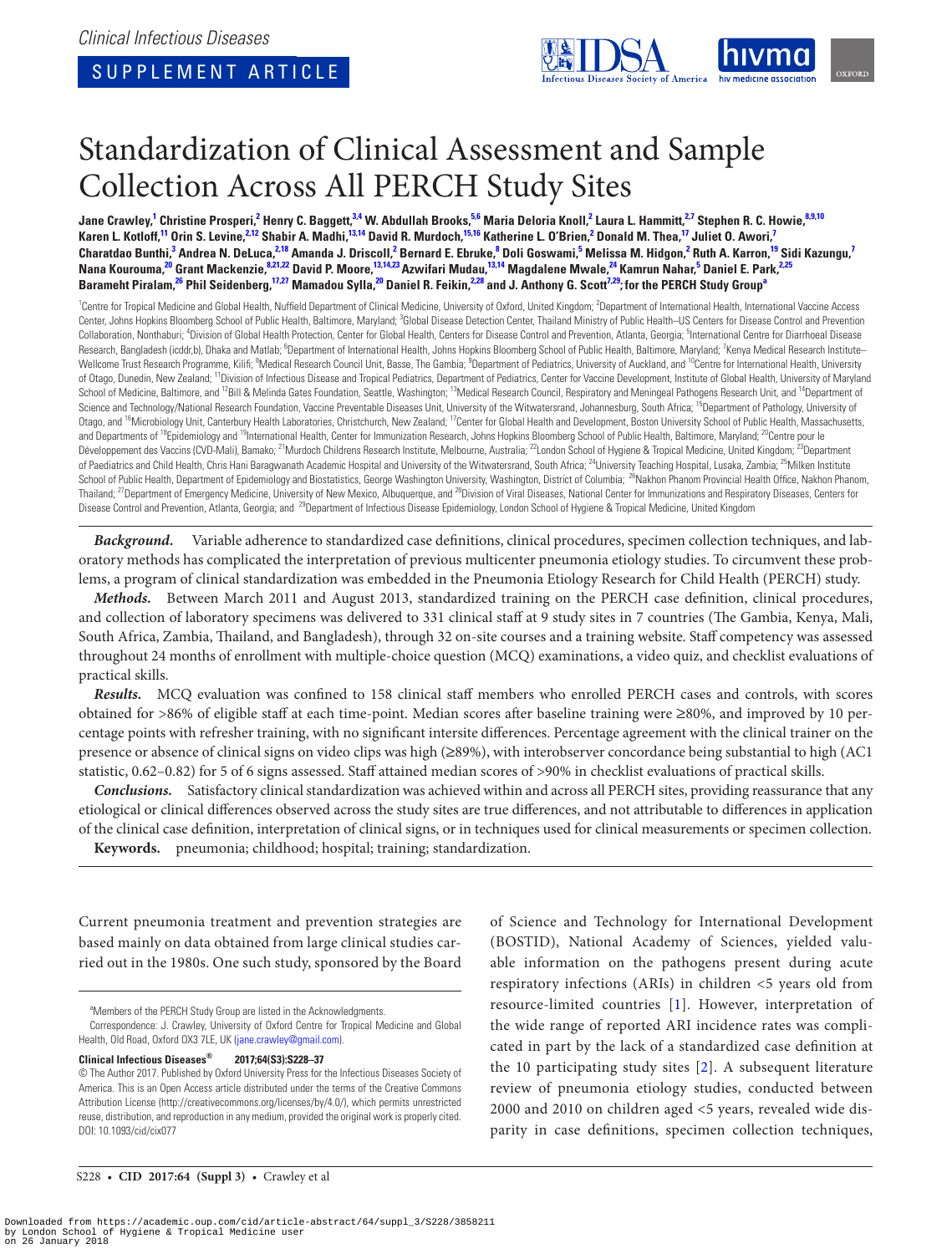Clinical Infectious Diseases

SUPPLEMENT ARTICLE

# Standardization of Clinical Assessment and Sample Collection Across All PERCH Study Sites

**Jane Crawley,[1] Christine Prosperi,[2] Henry C. Baggett,[3,4] W. Abdullah Brooks,[5,6] Maria Deloria Knoll,[2] Laura L. Hammitt,[2,7] Stephen R. C. Howie,[8,9,10] Karen L. Kotloff,[11] Orin S. Levine,[2,12] Shabir A. Madhi,[13,14] David R. Murdoch,[15,16] Katherine L. O'Brien,[2] Donald M. Thea,[17] Juliet O. Awori,[7] Charatdao Bunthi,[3] Andrea N. DeLuca,[2,18] Amanda J. Driscoll,[2] Bernard E. Ebruke,[8] Doli Goswami,[5] Melissa M. Hidgon,[2] Ruth A. Karron,[19] Sidi Kazungu,[7] Nana Kourouma,[20] Grant Mackenzie,[8,21,22] David P. Moore,[13,14,23] Azwifari Mudau,[13,14] Magdalene Mwale,[24] Kamrun Nahar,[5] Daniel E. Park,[2,25] Barameht Piralam,[26] Phil Seidenberg,[17,27] Mamadou Sylla,[20] Daniel R. Feikin,[2,28] and J. Anthony G. Scott[7,29]; for the PERCH Study Group[a]**

[1]Centre for Tropical Medicine and Global Health, Nuffield Department of Clinical Medicine, University of Oxford, United Kingdom; [2]Department of International Health, International Vaccine Access Center, Johns Hopkins Bloomberg School of Public Health, Baltimore, Maryland; [3]Global Disease Detection Center, Thailand Ministry of Public Health–US Centers for Disease Control and Prevention Collaboration, Nonthaburi; [4]Division of Global Health Protection, Center for Global Health, Centers for Disease Control and Prevention, Atlanta, Georgia; [5]International Centre for Diarrhoeal Disease Research, Bangladesh (icddr,b), Dhaka and Matlab; [6]Department of International Health, Johns Hopkins Bloomberg School of Public Health, Baltimore, Maryland; [7]Kenya Medical Research Institute–Wellcome Trust Research Programme, Kilifi; [8]Medical Research Council Unit, Basse, The Gambia; [9]Department of Pediatrics, University of Auckland, and [10]Centre for International Health, University of Otago, Dunedin, New Zealand; [11]Division of Infectious Disease and Tropical Pediatrics, Department of Pediatrics, Center for Vaccine Development, Institute of Global Health, University of Maryland School of Medicine, Baltimore, and [12]Bill & Melinda Gates Foundation, Seattle, Washington; [13]Medical Research Council, Respiratory and Meningeal Pathogens Research Unit, and [14]Department of Science and Technology/National Research Foundation, Vaccine Preventable Diseases Unit, University of the Witwatersrand, Johannesburg, South Africa; [15]Department of Pathology, University of Otago, and [16]Microbiology Unit, Canterbury Health Laboratories, Christchurch, New Zealand; [17]Center for Global Health and Development, Boston University School of Public Health, Massachusetts, and Departments of [18]Epidemiology and [19]International Health, Center for Immunization Research, Johns Hopkins Bloomberg School of Public Health, Baltimore, Maryland; [20]Centre pour le Développement des Vaccins (CVD-Mali), Bamako; [21]Murdoch Childrens Research Institute, Melbourne, Australia; [22]London School of Hygiene & Tropical Medicine, United Kingdom; [23]Department of Paediatrics and Child Health, Chris Hani Baragwanath Academic Hospital and University of the Witwatersrand, South Africa; [24]University Teaching Hospital, Lusaka, Zambia; [25]Milken Institute School of Public Health, Department of Epidemiology and Biostatistics, George Washington University, Washington, District of Columbia; [26]Nakhon Phanom Provincial Health Office, Nakhon Phanom, Thailand; [27]Department of Emergency Medicine, University of New Mexico, Albuquerque, and [28]Division of Viral Diseases, National Center for Immunizations and Respiratory Diseases, Centers for Disease Control and Prevention, Atlanta, Georgia; and [29]Department of Infectious Disease Epidemiology, London School of Hygiene & Tropical Medicine, United Kingdom

***Background.*** Variable adherence to standardized case definitions, clinical procedures, specimen collection techniques, and laboratory methods has complicated the interpretation of previous multicenter pneumonia etiology studies. To circumvent these problems, a program of clinical standardization was embedded in the Pneumonia Etiology Research for Child Health (PERCH) study.

***Methods.*** Between March 2011 and August 2013, standardized training on the PERCH case definition, clinical procedures, and collection of laboratory specimens was delivered to 331 clinical staff at 9 study sites in 7 countries (The Gambia, Kenya, Mali, South Africa, Zambia, Thailand, and Bangladesh), through 32 on-site courses and a training website. Staff competency was assessed throughout 24 months of enrollment with multiple-choice question (MCQ) examinations, a video quiz, and checklist evaluations of practical skills.

***Results.*** MCQ evaluation was confined to 158 clinical staff members who enrolled PERCH cases and controls, with scores obtained for >86% of eligible staff at each time-point. Median scores after baseline training were ≥80%, and improved by 10 percentage points with refresher training, with no significant intersite differences. Percentage agreement with the clinical trainer on the presence or absence of clinical signs on video clips was high (≥89%), with interobserver concordance being substantial to high (AC1 statistic, 0.62–0.82) for 5 of 6 signs assessed. Staff attained median scores of >90% in checklist evaluations of practical skills.

***Conclusions.*** Satisfactory clinical standardization was achieved within and across all PERCH sites, providing reassurance that any etiological or clinical differences observed across the study sites are true differences, and not attributable to differences in application of the clinical case definition, interpretation of clinical signs, or in techniques used for clinical measurements or specimen collection.

**Keywords.** pneumonia; childhood; hospital; training; standardization.

Current pneumonia treatment and prevention strategies are based mainly on data obtained from large clinical studies carried out in the 1980s. One such study, sponsored by the Board of Science and Technology for International Development (BOSTID), National Academy of Sciences, yielded valuable information on the pathogens present during acute respiratory infections (ARIs) in children <5 years old from resource-limited countries [1]. However, interpretation of the wide range of reported ARI incidence rates was complicated in part by the lack of a standardized case definition at the 10 participating study sites [2]. A subsequent literature review of pneumonia etiology studies, conducted between 2000 and 2010 on children aged <5 years, revealed wide disparity in case definitions, specimen collection techniques,

[a]Members of the PERCH Study Group are listed in the Acknowledgments.

Correspondence: J. Crawley, University of Oxford Centre for Tropical Medicine and Global Health, Old Road, Oxford OX3 7LE, UK (jane.crawley@gmail.com).

**Clinical Infectious Diseases® 2017;64(S3):S228–37**

© The Author 2017. Published by Oxford University Press for the Infectious Diseases Society of America. This is an Open Access article distributed under the terms of the Creative Commons Attribution License (http://creativecommons.org/licenses/by/4.0/), which permits unrestricted reuse, distribution, and reproduction in any medium, provided the original work is properly cited. DOI: 10.1093/cid/cix077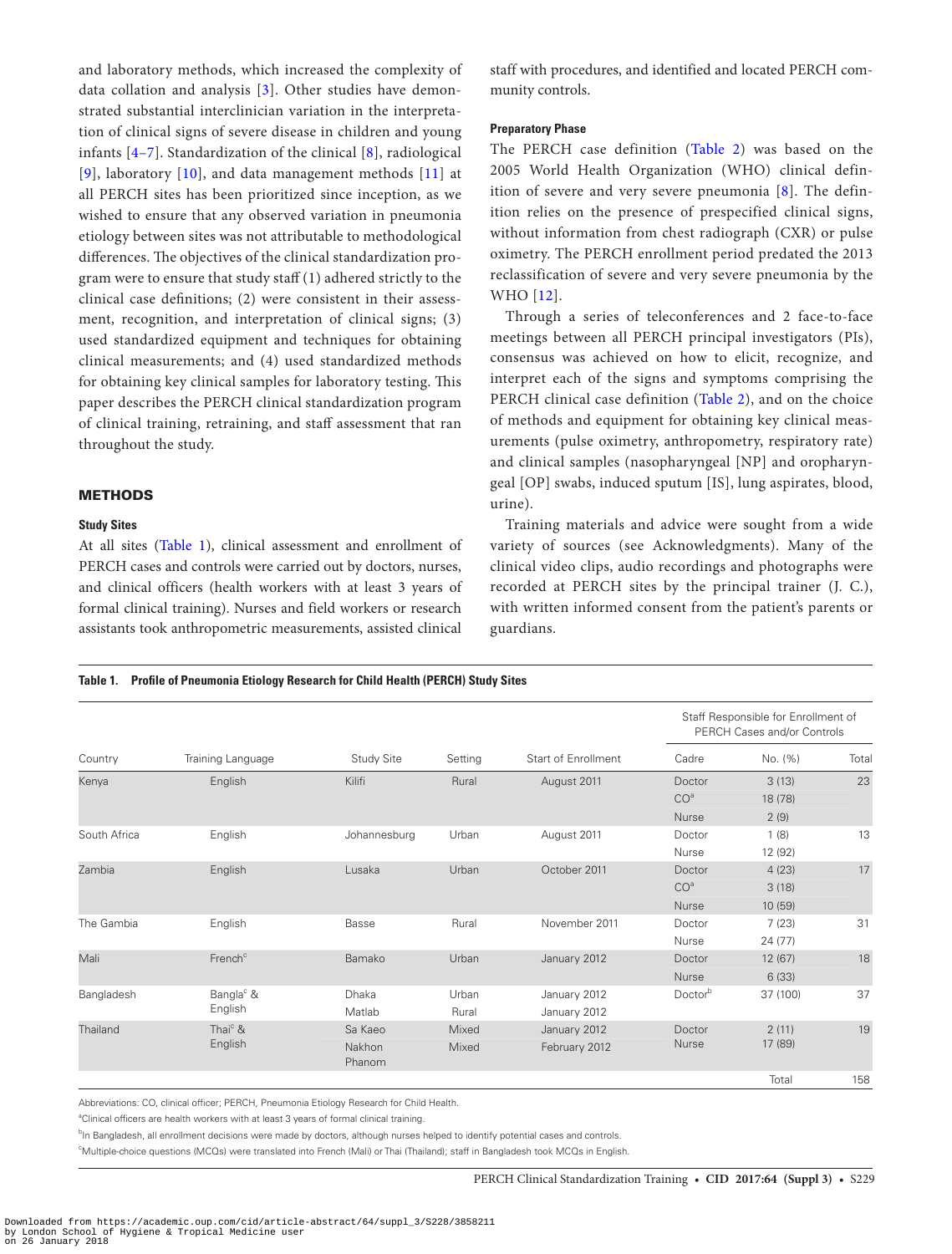and laboratory methods, which increased the complexity of data collation and analysis [3]. Other studies have demonstrated substantial interclinician variation in the interpretation of clinical signs of severe disease in children and young infants [4–7]. Standardization of the clinical [8], radiological [9], laboratory [10], and data management methods [11] at all PERCH sites has been prioritized since inception, as we wished to ensure that any observed variation in pneumonia etiology between sites was not attributable to methodological differences. The objectives of the clinical standardization program were to ensure that study staff (1) adhered strictly to the clinical case definitions; (2) were consistent in their assessment, recognition, and interpretation of clinical signs; (3) used standardized equipment and techniques for obtaining clinical measurements; and (4) used standardized methods for obtaining key clinical samples for laboratory testing. This paper describes the PERCH clinical standardization program of clinical training, retraining, and staff assessment that ran throughout the study.

## METHODS

### Study Sites

At all sites (Table 1), clinical assessment and enrollment of PERCH cases and controls were carried out by doctors, nurses, and clinical officers (health workers with at least 3 years of formal clinical training). Nurses and field workers or research assistants took anthropometric measurements, assisted clinical staff with procedures, and identified and located PERCH community controls.

### Preparatory Phase

The PERCH case definition (Table 2) was based on the 2005 World Health Organization (WHO) clinical definition of severe and very severe pneumonia [8]. The definition relies on the presence of prespecified clinical signs, without information from chest radiograph (CXR) or pulse oximetry. The PERCH enrollment period predated the 2013 reclassification of severe and very severe pneumonia by the WHO [12].

Through a series of teleconferences and 2 face-to-face meetings between all PERCH principal investigators (PIs), consensus was achieved on how to elicit, recognize, and interpret each of the signs and symptoms comprising the PERCH clinical case definition (Table 2), and on the choice of methods and equipment for obtaining key clinical measurements (pulse oximetry, anthropometry, respiratory rate) and clinical samples (nasopharyngeal [NP] and oropharyngeal [OP] swabs, induced sputum [IS], lung aspirates, blood, urine).

Training materials and advice were sought from a wide variety of sources (see Acknowledgments). Many of the clinical video clips, audio recordings and photographs were recorded at PERCH sites by the principal trainer (J. C.), with written informed consent from the patient's parents or guardians.

**Table 1. Profile of Pneumonia Etiology Research for Child Health (PERCH) Study Sites**

| Country | Training Language | Study Site | Setting | Start of Enrollment | Staff Responsible for Enrollment of PERCH Cases and/or Controls | | |
|---|---|---|---|---|---|---|---|
| | | | | | Cadre | No. (%) | Total |
| Kenya | English | Kilifi | Rural | August 2011 | Doctor | 3 (13) | 23 |
| | | | | | CO[a] | 18 (78) | |
| | | | | | Nurse | 2 (9) | |
| South Africa | English | Johannesburg | Urban | August 2011 | Doctor | 1 (8) | 13 |
| | | | | | Nurse | 12 (92) | |
| Zambia | English | Lusaka | Urban | October 2011 | Doctor | 4 (23) | 17 |
| | | | | | CO[a] | 3 (18) | |
| | | | | | Nurse | 10 (59) | |
| The Gambia | English | Basse | Rural | November 2011 | Doctor | 7 (23) | 31 |
| | | | | | Nurse | 24 (77) | |
| Mali | French[c] | Bamako | Urban | January 2012 | Doctor | 12 (67) | 18 |
| | | | | | Nurse | 6 (33) | |
| Bangladesh | Bangla[c] & English | Dhaka | Urban | January 2012 | Doctor[b] | 37 (100) | 37 |
| | | Matlab | Rural | January 2012 | | | |
| Thailand | Thai[c] & English | Sa Kaeo | Mixed | January 2012 | Doctor | 2 (11) | 19 |
| | | Nakhon Phanom | Mixed | February 2012 | Nurse | 17 (89) | |
| | | | | | | Total | 158 |

Abbreviations: CO, clinical officer; PERCH, Pneumonia Etiology Research for Child Health.

[a]Clinical officers are health workers with at least 3 years of formal clinical training.

[b]In Bangladesh, all enrollment decisions were made by doctors, although nurses helped to identify potential cases and controls.

[c]Multiple-choice questions (MCQs) were translated into French (Mali) or Thai (Thailand); staff in Bangladesh took MCQs in English.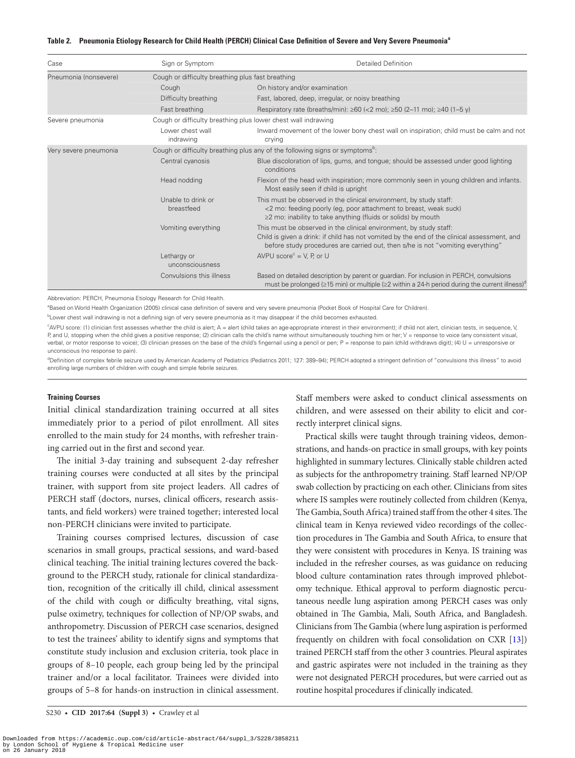**Table 2. Pneumonia Etiology Research for Child Health (PERCH) Clinical Case Definition of Severe and Very Severe Pneumonia[a]**

| Case | Sign or Symptom | Detailed Definition |
|---|---|---|
| Pneumonia (nonsevere) | Cough or difficulty breathing plus fast breathing | |
| | Cough | On history and/or examination |
| | Difficulty breathing | Fast, labored, deep, irregular, or noisy breathing |
| | Fast breathing | Respiratory rate (breaths/min): ≥60 (<2 mo); ≥50 (2–11 mo); ≥40 (1–5 y) |
| Severe pneumonia | Cough or difficulty breathing plus lower chest wall indrawing | |
| | Lower chest wall indrawing | Inward movement of the lower bony chest wall on inspiration; child must be calm and not crying |
| Very severe pneumonia | Cough or difficulty breathing plus any of the following signs or symptoms[b]: | |
| | Central cyanosis | Blue discoloration of lips, gums, and tongue; should be assessed under good lighting conditions |
| | Head nodding | Flexion of the head with inspiration; more commonly seen in young children and infants. Most easily seen if child is upright |
| | Unable to drink or breastfeed | This must be observed in the clinical environment, by study staff: <2 mo: feeding poorly (eg, poor attachment to breast, weak suck) ≥2 mo: inability to take anything (fluids or solids) by mouth |
| | Vomiting everything | This must be observed in the clinical environment, by study staff: Child is given a drink: if child has not vomited by the end of the clinical assessment, and before study procedures are carried out, then s/he is not "vomiting everything" |
| | Lethargy or unconsciousness | AVPU score[c] = V, P, or U |
| | Convulsions this illness | Based on detailed description by parent or guardian. For inclusion in PERCH, convulsions must be prolonged (≥15 min) or multiple (≥2 within a 24-h period during the current illness)[d] |

Abbreviation: PERCH, Pneumonia Etiology Research for Child Health.

[a]Based on World Health Organization (2005) clinical case definition of severe and very severe pneumonia (Pocket Book of Hospital Care for Children).

[b]Lower chest wall indrawing is not a defining sign of very severe pneumonia as it may disappear if the child becomes exhausted.

[c]AVPU score: (1) clinician first assesses whether the child is alert; A = alert (child takes an age-appropriate interest in their environment); if child not alert, clinician tests, in sequence, V, P, and U, stopping when the child gives a positive response; (2) clinician calls the child's name without simultaneously touching him or her; V = response to voice (any consistent visual, verbal, or motor response to voice); (3) clinician presses on the base of the child's fingernail using a pencil or pen; P = response to pain (child withdraws digit); (4) U = unresponsive or unconscious (no response to pain).

[d]Definition of complex febrile seizure used by American Academy of Pediatrics (Pediatrics 2011; 127: 389–94); PERCH adopted a stringent definition of "convulsions this illness" to avoid enrolling large numbers of children with cough and simple febrile seizures.

### Training Courses

Initial clinical standardization training occurred at all sites immediately prior to a period of pilot enrollment. All sites enrolled to the main study for 24 months, with refresher training carried out in the first and second year.

The initial 3-day training and subsequent 2-day refresher training courses were conducted at all sites by the principal trainer, with support from site project leaders. All cadres of PERCH staff (doctors, nurses, clinical officers, research assistants, and field workers) were trained together; interested local non-PERCH clinicians were invited to participate.

Training courses comprised lectures, discussion of case scenarios in small groups, practical sessions, and ward-based clinical teaching. The initial training lectures covered the background to the PERCH study, rationale for clinical standardization, recognition of the critically ill child, clinical assessment of the child with cough or difficulty breathing, vital signs, pulse oximetry, techniques for collection of NP/OP swabs, and anthropometry. Discussion of PERCH case scenarios, designed to test the trainees' ability to identify signs and symptoms that constitute study inclusion and exclusion criteria, took place in groups of 8–10 people, each group being led by the principal trainer and/or a local facilitator. Trainees were divided into groups of 5–8 for hands-on instruction in clinical assessment. Staff members were asked to conduct clinical assessments on children, and were assessed on their ability to elicit and correctly interpret clinical signs.

Practical skills were taught through training videos, demonstrations, and hands-on practice in small groups, with key points highlighted in summary lectures. Clinically stable children acted as subjects for the anthropometry training. Staff learned NP/OP swab collection by practicing on each other. Clinicians from sites where IS samples were routinely collected from children (Kenya, The Gambia, South Africa) trained staff from the other 4 sites. The clinical team in Kenya reviewed video recordings of the collection procedures in The Gambia and South Africa, to ensure that they were consistent with procedures in Kenya. IS training was included in the refresher courses, as was guidance on reducing blood culture contamination rates through improved phlebotomy technique. Ethical approval to perform diagnostic percutaneous needle lung aspiration among PERCH cases was only obtained in The Gambia, Mali, South Africa, and Bangladesh. Clinicians from The Gambia (where lung aspiration is performed frequently on children with focal consolidation on CXR [13]) trained PERCH staff from the other 3 countries. Pleural aspirates and gastric aspirates were not included in the training as they were not designated PERCH procedures, but were carried out as routine hospital procedures if clinically indicated.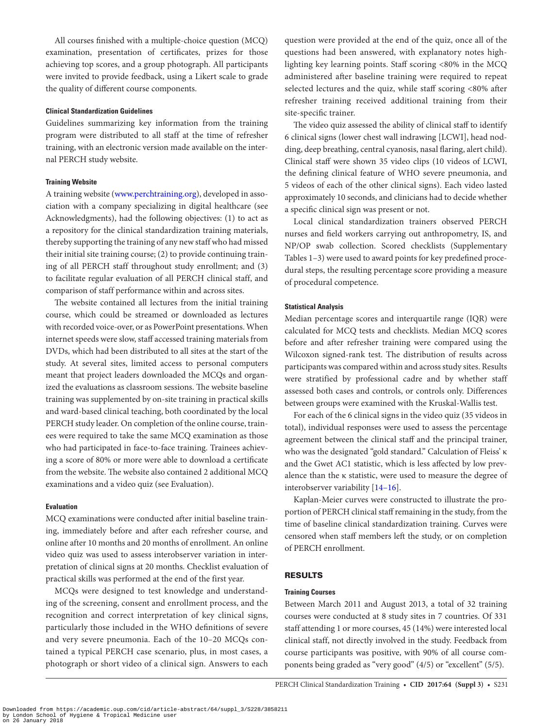All courses finished with a multiple-choice question (MCQ) examination, presentation of certificates, prizes for those achieving top scores, and a group photograph. All participants were invited to provide feedback, using a Likert scale to grade the quality of different course components.

#### Clinical Standardization Guidelines

Guidelines summarizing key information from the training program were distributed to all staff at the time of refresher training, with an electronic version made available on the internal PERCH study website.

#### Training Website

A training website (www.perchtraining.org), developed in association with a company specializing in digital healthcare (see Acknowledgments), had the following objectives: (1) to act as a repository for the clinical standardization training materials, thereby supporting the training of any new staff who had missed their initial site training course; (2) to provide continuing training of all PERCH staff throughout study enrollment; and (3) to facilitate regular evaluation of all PERCH clinical staff, and comparison of staff performance within and across sites.

The website contained all lectures from the initial training course, which could be streamed or downloaded as lectures with recorded voice-over, or as PowerPoint presentations. When internet speeds were slow, staff accessed training materials from DVDs, which had been distributed to all sites at the start of the study. At several sites, limited access to personal computers meant that project leaders downloaded the MCQs and organized the evaluations as classroom sessions. The website baseline training was supplemented by on-site training in practical skills and ward-based clinical teaching, both coordinated by the local PERCH study leader. On completion of the online course, trainees were required to take the same MCQ examination as those who had participated in face-to-face training. Trainees achieving a score of 80% or more were able to download a certificate from the website. The website also contained 2 additional MCQ examinations and a video quiz (see Evaluation).

#### Evaluation

MCQ examinations were conducted after initial baseline training, immediately before and after each refresher course, and online after 10 months and 20 months of enrollment. An online video quiz was used to assess interobserver variation in interpretation of clinical signs at 20 months. Checklist evaluation of practical skills was performed at the end of the first year.

MCQs were designed to test knowledge and understanding of the screening, consent and enrollment process, and the recognition and correct interpretation of key clinical signs, particularly those included in the WHO definitions of severe and very severe pneumonia. Each of the 10–20 MCQs contained a typical PERCH case scenario, plus, in most cases, a photograph or short video of a clinical sign. Answers to each question were provided at the end of the quiz, once all of the questions had been answered, with explanatory notes highlighting key learning points. Staff scoring <80% in the MCQ administered after baseline training were required to repeat selected lectures and the quiz, while staff scoring <80% after refresher training received additional training from their site-specific trainer.

The video quiz assessed the ability of clinical staff to identify 6 clinical signs (lower chest wall indrawing [LCWI], head nodding, deep breathing, central cyanosis, nasal flaring, alert child). Clinical staff were shown 35 video clips (10 videos of LCWI, the defining clinical feature of WHO severe pneumonia, and 5 videos of each of the other clinical signs). Each video lasted approximately 10 seconds, and clinicians had to decide whether a specific clinical sign was present or not.

Local clinical standardization trainers observed PERCH nurses and field workers carrying out anthropometry, IS, and NP/OP swab collection. Scored checklists (Supplementary Tables 1–3) were used to award points for key predefined procedural steps, the resulting percentage score providing a measure of procedural competence.

#### Statistical Analysis

Median percentage scores and interquartile range (IQR) were calculated for MCQ tests and checklists. Median MCQ scores before and after refresher training were compared using the Wilcoxon signed-rank test. The distribution of results across participants was compared within and across study sites. Results were stratified by professional cadre and by whether staff assessed both cases and controls, or controls only. Differences between groups were examined with the Kruskal-Wallis test.

For each of the 6 clinical signs in the video quiz (35 videos in total), individual responses were used to assess the percentage agreement between the clinical staff and the principal trainer, who was the designated "gold standard." Calculation of Fleiss' κ and the Gwet AC1 statistic, which is less affected by low prevalence than the κ statistic, were used to measure the degree of interobserver variability [14–16].

Kaplan-Meier curves were constructed to illustrate the proportion of PERCH clinical staff remaining in the study, from the time of baseline clinical standardization training. Curves were censored when staff members left the study, or on completion of PERCH enrollment.

## RESULTS

#### Training Courses

Between March 2011 and August 2013, a total of 32 training courses were conducted at 8 study sites in 7 countries. Of 331 staff attending 1 or more courses, 45 (14%) were interested local clinical staff, not directly involved in the study. Feedback from course participants was positive, with 90% of all course components being graded as "very good" (4/5) or "excellent" (5/5).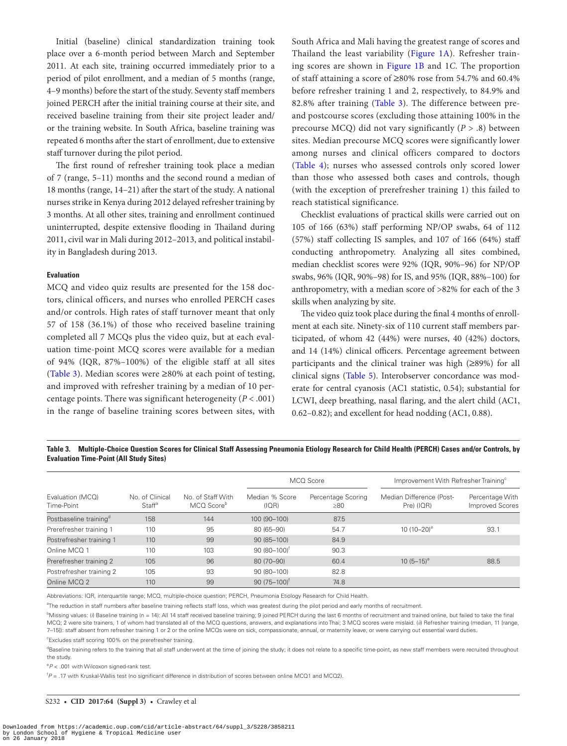Initial (baseline) clinical standardization training took place over a 6-month period between March and September 2011. At each site, training occurred immediately prior to a period of pilot enrollment, and a median of 5 months (range, 4–9 months) before the start of the study. Seventy staff members joined PERCH after the initial training course at their site, and received baseline training from their site project leader and/or the training website. In South Africa, baseline training was repeated 6 months after the start of enrollment, due to extensive staff turnover during the pilot period.

The first round of refresher training took place a median of 7 (range, 5–11) months and the second round a median of 18 months (range, 14–21) after the start of the study. A national nurses strike in Kenya during 2012 delayed refresher training by 3 months. At all other sites, training and enrollment continued uninterrupted, despite extensive flooding in Thailand during 2011, civil war in Mali during 2012–2013, and political instability in Bangladesh during 2013.

#### Evaluation

MCQ and video quiz results are presented for the 158 doctors, clinical officers, and nurses who enrolled PERCH cases and/or controls. High rates of staff turnover meant that only 57 of 158 (36.1%) of those who received baseline training completed all 7 MCQs plus the video quiz, but at each evaluation time-point MCQ scores were available for a median of 94% (IQR, 87%–100%) of the eligible staff at all sites (Table 3). Median scores were ≥80% at each point of testing, and improved with refresher training by a median of 10 percentage points. There was significant heterogeneity ($P < .001$) in the range of baseline training scores between sites, with South Africa and Mali having the greatest range of scores and Thailand the least variability (Figure 1A). Refresher training scores are shown in Figure 1B and 1C. The proportion of staff attaining a score of ≥80% rose from 54.7% and 60.4% before refresher training 1 and 2, respectively, to 84.9% and 82.8% after training (Table 3). The difference between pre- and postcourse scores (excluding those attaining 100% in the precourse MCQ) did not vary significantly ($P > .8$) between sites. Median precourse MCQ scores were significantly lower among nurses and clinical officers compared to doctors (Table 4); nurses who assessed controls only scored lower than those who assessed both cases and controls, though (with the exception of prerefresher training 1) this failed to reach statistical significance.

Checklist evaluations of practical skills were carried out on 105 of 166 (63%) staff performing NP/OP swabs, 64 of 112 (57%) staff collecting IS samples, and 107 of 166 (64%) staff conducting anthropometry. Analyzing all sites combined, median checklist scores were 92% (IQR, 90%–96) for NP/OP swabs, 96% (IQR, 90%–98) for IS, and 95% (IQR, 88%–100) for anthropometry, with a median score of >82% for each of the 3 skills when analyzing by site.

The video quiz took place during the final 4 months of enrollment at each site. Ninety-six of 110 current staff members participated, of whom 42 (44%) were nurses, 40 (42%) doctors, and 14 (14%) clinical officers. Percentage agreement between participants and the clinical trainer was high (≥89%) for all clinical signs (Table 5). Interobserver concordance was moderate for central cyanosis (AC1 statistic, 0.54); substantial for LCWI, deep breathing, nasal flaring, and the alert child (AC1, 0.62–0.82); and excellent for head nodding (AC1, 0.88).

**Table 3. Multiple-Choice Question Scores for Clinical Staff Assessing Pneumonia Etiology Research for Child Health (PERCH) Cases and/or Controls, by Evaluation Time-Point (All Study Sites)**

| Evaluation (MCQ) Time-Point | No. of Clinical Staff[a] | No. of Staff With MCQ Score[b] | MCQ Score | | Improvement With Refresher Training[c] | |
|---|---|---|---|---|---|---|
| | | | Median % Score (IQR) | Percentage Scoring ≥80 | Median Difference (Post-Pre) (IQR) | Percentage With Improved Scores |
| Postbaseline training[d] | 158 | 144 | 100 (90–100) | 87.5 | | |
| Prerefresher training 1 | 110 | 95 | 80 (65–90) | 54.7 | 10 (10–20)[e] | 93.1 |
| Postrefresher training 1 | 110 | 99 | 90 (85–100) | 84.9 | | |
| Online MCQ 1 | 110 | 103 | 90 (80–100)[f] | 90.3 | | |
| Prerefresher training 2 | 105 | 96 | 80 (70–90) | 60.4 | 10 (5–15)[e] | 88.5 |
| Postrefresher training 2 | 105 | 93 | 90 (80–100) | 82.8 | | |
| Online MCQ 2 | 110 | 99 | 90 (75–100)[f] | 74.8 | | |

Abbreviations: IQR, interquartile range; MCQ, multiple-choice question; PERCH, Pneumonia Etiology Research for Child Health.

[a]The reduction in staff numbers after baseline training reflects staff loss, which was greatest during the pilot period and early months of recruitment.

[b]Missing values: (*i*) Baseline training (n = 14): All 14 staff received baseline training; 9 joined PERCH during the last 6 months of recruitment and trained online, but failed to take the final MCQ; 2 were site trainers, 1 of whom had translated all of the MCQ questions, answers, and explanations into Thai; 3 MCQ scores were mislaid. (*ii*) Refresher training (median, 11 [range, 7–15]): staff absent from refresher training 1 or 2 or the online MCQs were on sick, compassionate, annual, or maternity leave, or were carrying out essential ward duties.

[c]Excludes staff scoring 100% on the prerefresher training.

[d]Baseline training refers to the training that all staff underwent at the time of joining the study; it does not relate to a specific time-point, as new staff members were recruited throughout the study.

[e]$P < .001$ with Wilcoxon signed-rank test.

[f]$P = .17$ with Kruskal-Wallis test (no significant difference in distribution of scores between online MCQ1 and MCQ2).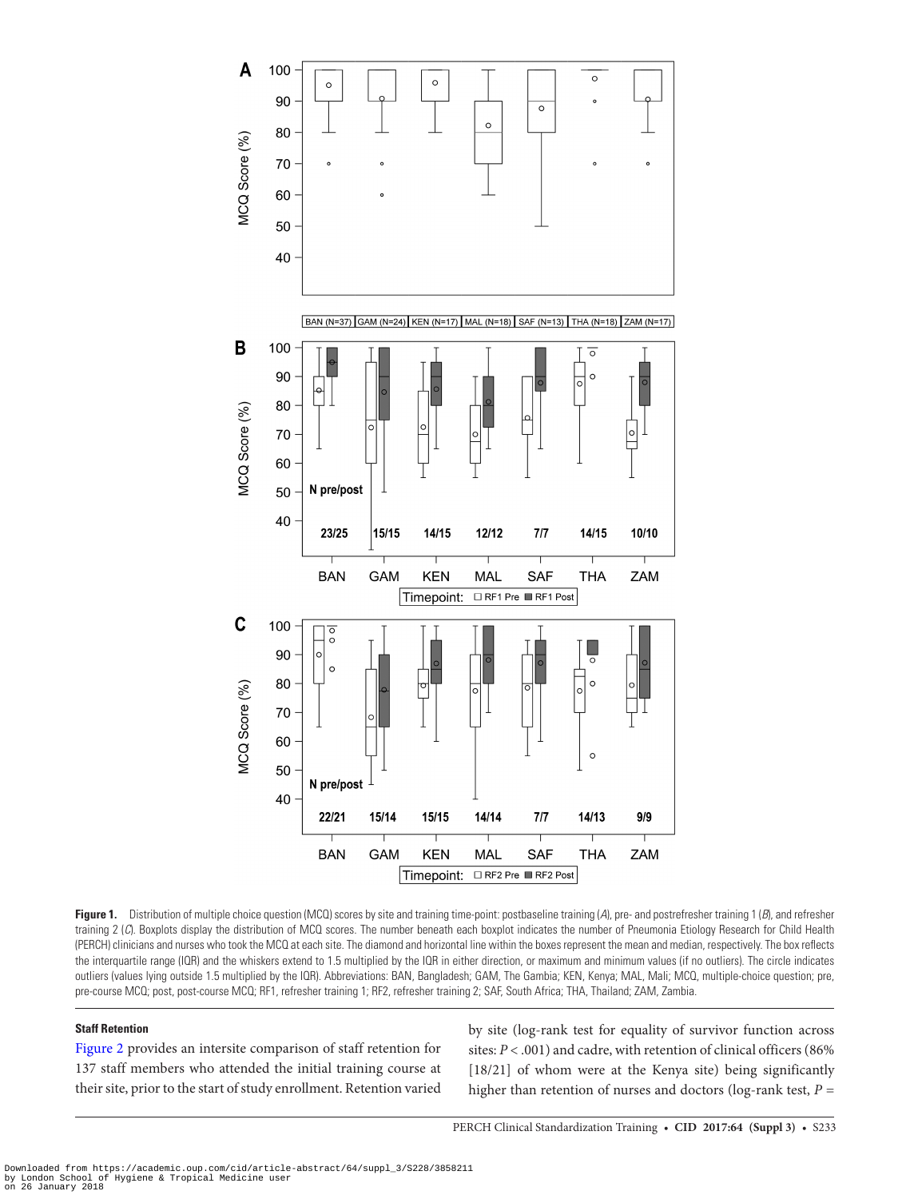**Figure 1.** Distribution of multiple choice question (MCQ) scores by site and training time-point: postbaseline training (*A*), pre- and postrefresher training 1 (*B*), and refresher training 2 (*C*). Boxplots display the distribution of MCQ scores. The number beneath each boxplot indicates the number of Pneumonia Etiology Research for Child Health (PERCH) clinicians and nurses who took the MCQ at each site. The diamond and horizontal line within the boxes represent the mean and median, respectively. The box reflects the interquartile range (IQR) and the whiskers extend to 1.5 multiplied by the IQR in either direction, or maximum and minimum values (if no outliers). The circle indicates outliers (values lying outside 1.5 multiplied by the IQR). Abbreviations: BAN, Bangladesh; GAM, The Gambia; KEN, Kenya; MAL, Mali; MCQ, multiple-choice question; pre, pre-course MCQ; post, post-course MCQ; RF1, refresher training 1; RF2, refresher training 2; SAF, South Africa; THA, Thailand; ZAM, Zambia.

### Staff Retention

Figure 2 provides an intersite comparison of staff retention for 137 staff members who attended the initial training course at their site, prior to the start of study enrollment. Retention varied by site (log-rank test for equality of survivor function across sites: $P < .001$) and cadre, with retention of clinical officers (86% [18/21] of whom were at the Kenya site) being significantly higher than retention of nurses and doctors (log-rank test, $P =$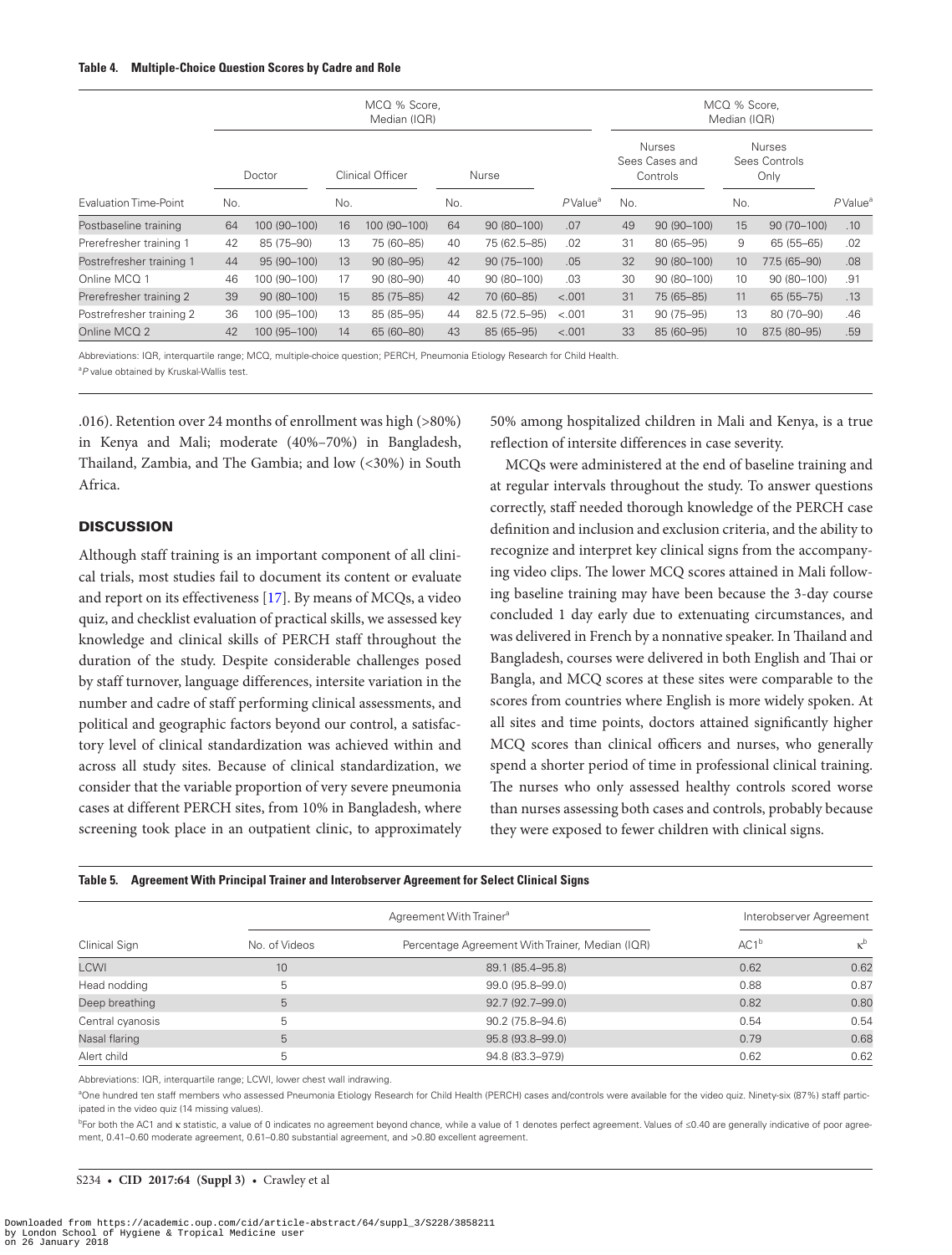**Table 4. Multiple-Choice Question Scores by Cadre and Role**

| | MCQ % Score, Median (IQR) | | | | | | | MCQ % Score, Median (IQR) | | | | |
|---|---|---|---|---|---|---|---|---|---|---|---|---|
| | Doctor | | Clinical Officer | | Nurse | | | Nurses Sees Cases and Controls | | Nurses Sees Controls Only | | |
| Evaluation Time-Point | No. | | No. | | No. | | *P* Value[a] | No. | | No. | | *P* Value[a] |
| Postbaseline training | 64 | 100 (90–100) | 16 | 100 (90–100) | 64 | 90 (80–100) | .07 | 49 | 90 (90–100) | 15 | 90 (70–100) | .10 |
| Prerefresher training 1 | 42 | 85 (75–90) | 13 | 75 (60–85) | 40 | 75 (62.5–85) | .02 | 31 | 80 (65–95) | 9 | 65 (55–65) | .02 |
| Postrefresher training 1 | 44 | 95 (90–100) | 13 | 90 (80–95) | 42 | 90 (75–100) | .05 | 32 | 90 (80–100) | 10 | 77.5 (65–90) | .08 |
| Online MCQ 1 | 46 | 100 (90–100) | 17 | 90 (80–90) | 40 | 90 (80–100) | .03 | 30 | 90 (80–100) | 10 | 90 (80–100) | .91 |
| Prerefresher training 2 | 39 | 90 (80–100) | 15 | 85 (75–85) | 42 | 70 (60–85) | <.001 | 31 | 75 (65–85) | 11 | 65 (55–75) | .13 |
| Postrefresher training 2 | 36 | 100 (95–100) | 13 | 85 (85–95) | 44 | 82.5 (72.5–95) | <.001 | 31 | 90 (75–95) | 13 | 80 (70–90) | .46 |
| Online MCQ 2 | 42 | 100 (95–100) | 14 | 65 (60–80) | 43 | 85 (65–95) | <.001 | 33 | 85 (60–95) | 10 | 87.5 (80–95) | .59 |

Abbreviations: IQR, interquartile range; MCQ, multiple-choice question; PERCH, Pneumonia Etiology Research for Child Health.

[a] *P* value obtained by Kruskal-Wallis test.

.016). Retention over 24 months of enrollment was high (>80%) in Kenya and Mali; moderate (40%–70%) in Bangladesh, Thailand, Zambia, and The Gambia; and low (<30%) in South Africa.

## DISCUSSION

Although staff training is an important component of all clinical trials, most studies fail to document its content or evaluate and report on its effectiveness [17]. By means of MCQs, a video quiz, and checklist evaluation of practical skills, we assessed key knowledge and clinical skills of PERCH staff throughout the duration of the study. Despite considerable challenges posed by staff turnover, language differences, intersite variation in the number and cadre of staff performing clinical assessments, and political and geographic factors beyond our control, a satisfactory level of clinical standardization was achieved within and across all study sites. Because of clinical standardization, we consider that the variable proportion of very severe pneumonia cases at different PERCH sites, from 10% in Bangladesh, where screening took place in an outpatient clinic, to approximately 50% among hospitalized children in Mali and Kenya, is a true reflection of intersite differences in case severity.

MCQs were administered at the end of baseline training and at regular intervals throughout the study. To answer questions correctly, staff needed thorough knowledge of the PERCH case definition and inclusion and exclusion criteria, and the ability to recognize and interpret key clinical signs from the accompanying video clips. The lower MCQ scores attained in Mali following baseline training may have been because the 3-day course concluded 1 day early due to extenuating circumstances, and was delivered in French by a nonnative speaker. In Thailand and Bangladesh, courses were delivered in both English and Thai or Bangla, and MCQ scores at these sites were comparable to the scores from countries where English is more widely spoken. At all sites and time points, doctors attained significantly higher MCQ scores than clinical officers and nurses, who generally spend a shorter period of time in professional clinical training. The nurses who only assessed healthy controls scored worse than nurses assessing both cases and controls, probably because they were exposed to fewer children with clinical signs.

**Table 5. Agreement With Principal Trainer and Interobserver Agreement for Select Clinical Signs**

| | Agreement With Trainer[a] | | Interobserver Agreement | |
|---|---|---|---|---|
| Clinical Sign | No. of Videos | Percentage Agreement With Trainer, Median (IQR) | AC1[b] | $\kappa$[b] |
| LCWI | 10 | 89.1 (85.4–95.8) | 0.62 | 0.62 |
| Head nodding | 5 | 99.0 (95.8–99.0) | 0.88 | 0.87 |
| Deep breathing | 5 | 92.7 (92.7–99.0) | 0.82 | 0.80 |
| Central cyanosis | 5 | 90.2 (75.8–94.6) | 0.54 | 0.54 |
| Nasal flaring | 5 | 95.8 (93.8–99.0) | 0.79 | 0.68 |
| Alert child | 5 | 94.8 (83.3–97.9) | 0.62 | 0.62 |

Abbreviations: IQR, interquartile range; LCWI, lower chest wall indrawing.

[a] One hundred ten staff members who assessed Pneumonia Etiology Research for Child Health (PERCH) cases and/controls were available for the video quiz. Ninety-six (87%) staff participated in the video quiz (14 missing values).

[b] For both the AC1 and κ statistic, a value of 0 indicates no agreement beyond chance, while a value of 1 denotes perfect agreement. Values of ≤0.40 are generally indicative of poor agreement, 0.41–0.60 moderate agreement, 0.61–0.80 substantial agreement, and >0.80 excellent agreement.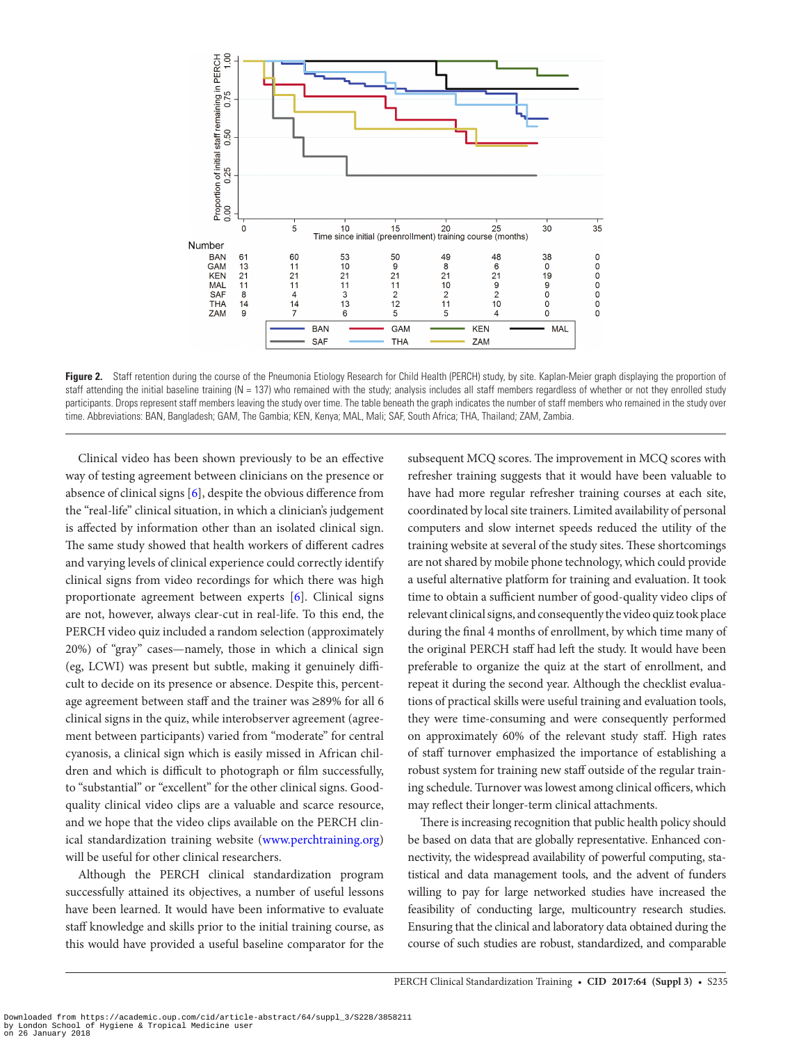Proportion of initial staff remaining in PERCH

0.00 0.25 0.50 0.75 1.00

0 5 10 15 20 25 30 35

Time since initial (preenrollment) training course (months)

Number

BAN 61 60 53 50 49 48 38 0
GAM 13 11 10 9 8 6 0 0
KEN 21 21 21 21 21 21 19 0
MAL 11 11 11 11 10 9 9 0
SAF 8 4 3 2 2 2 0 0
THA 14 14 13 12 11 10 0 0
ZAM 9 7 6 5 5 4 0 0

BAN GAM KEN MAL SAF THA ZAM

**Figure 2.** Staff retention during the course of the Pneumonia Etiology Research for Child Health (PERCH) study, by site. Kaplan-Meier graph displaying the proportion of staff attending the initial baseline training (N = 137) who remained with the study; analysis includes all staff members regardless of whether or not they enrolled study participants. Drops represent staff members leaving the study over time. The table beneath the graph indicates the number of staff members who remained in the study over time. Abbreviations: BAN, Bangladesh; GAM, The Gambia; KEN, Kenya; MAL, Mali; SAF, South Africa; THA, Thailand; ZAM, Zambia.

Clinical video has been shown previously to be an effective way of testing agreement between clinicians on the presence or absence of clinical signs [6], despite the obvious difference from the "real-life" clinical situation, in which a clinician's judgement is affected by information other than an isolated clinical sign. The same study showed that health workers of different cadres and varying levels of clinical experience could correctly identify clinical signs from video recordings for which there was high proportionate agreement between experts [6]. Clinical signs are not, however, always clear-cut in real-life. To this end, the PERCH video quiz included a random selection (approximately 20%) of "gray" cases—namely, those in which a clinical sign (eg, LCWI) was present but subtle, making it genuinely difficult to decide on its presence or absence. Despite this, percentage agreement between staff and the trainer was ≥89% for all 6 clinical signs in the quiz, while interobserver agreement (agreement between participants) varied from "moderate" for central cyanosis, a clinical sign which is easily missed in African children and which is difficult to photograph or film successfully, to "substantial" or "excellent" for the other clinical signs. Good-quality clinical video clips are a valuable and scarce resource, and we hope that the video clips available on the PERCH clinical standardization training website (www.perchtraining.org) will be useful for other clinical researchers.

Although the PERCH clinical standardization program successfully attained its objectives, a number of useful lessons have been learned. It would have been informative to evaluate staff knowledge and skills prior to the initial training course, as this would have provided a useful baseline comparator for the subsequent MCQ scores. The improvement in MCQ scores with refresher training suggests that it would have been valuable to have had more regular refresher training courses at each site, coordinated by local site trainers. Limited availability of personal computers and slow internet speeds reduced the utility of the training website at several of the study sites. These shortcomings are not shared by mobile phone technology, which could provide a useful alternative platform for training and evaluation. It took time to obtain a sufficient number of good-quality video clips of relevant clinical signs, and consequently the video quiz took place during the final 4 months of enrollment, by which time many of the original PERCH staff had left the study. It would have been preferable to organize the quiz at the start of enrollment, and repeat it during the second year. Although the checklist evaluations of practical skills were useful training and evaluation tools, they were time-consuming and were consequently performed on approximately 60% of the relevant study staff. High rates of staff turnover emphasized the importance of establishing a robust system for training new staff outside of the regular training schedule. Turnover was lowest among clinical officers, which may reflect their longer-term clinical attachments.

There is increasing recognition that public health policy should be based on data that are globally representative. Enhanced connectivity, the widespread availability of powerful computing, statistical and data management tools, and the advent of funders willing to pay for large networked studies have increased the feasibility of conducting large, multicountry research studies. Ensuring that the clinical and laboratory data obtained during the course of such studies are robust, standardized, and comparable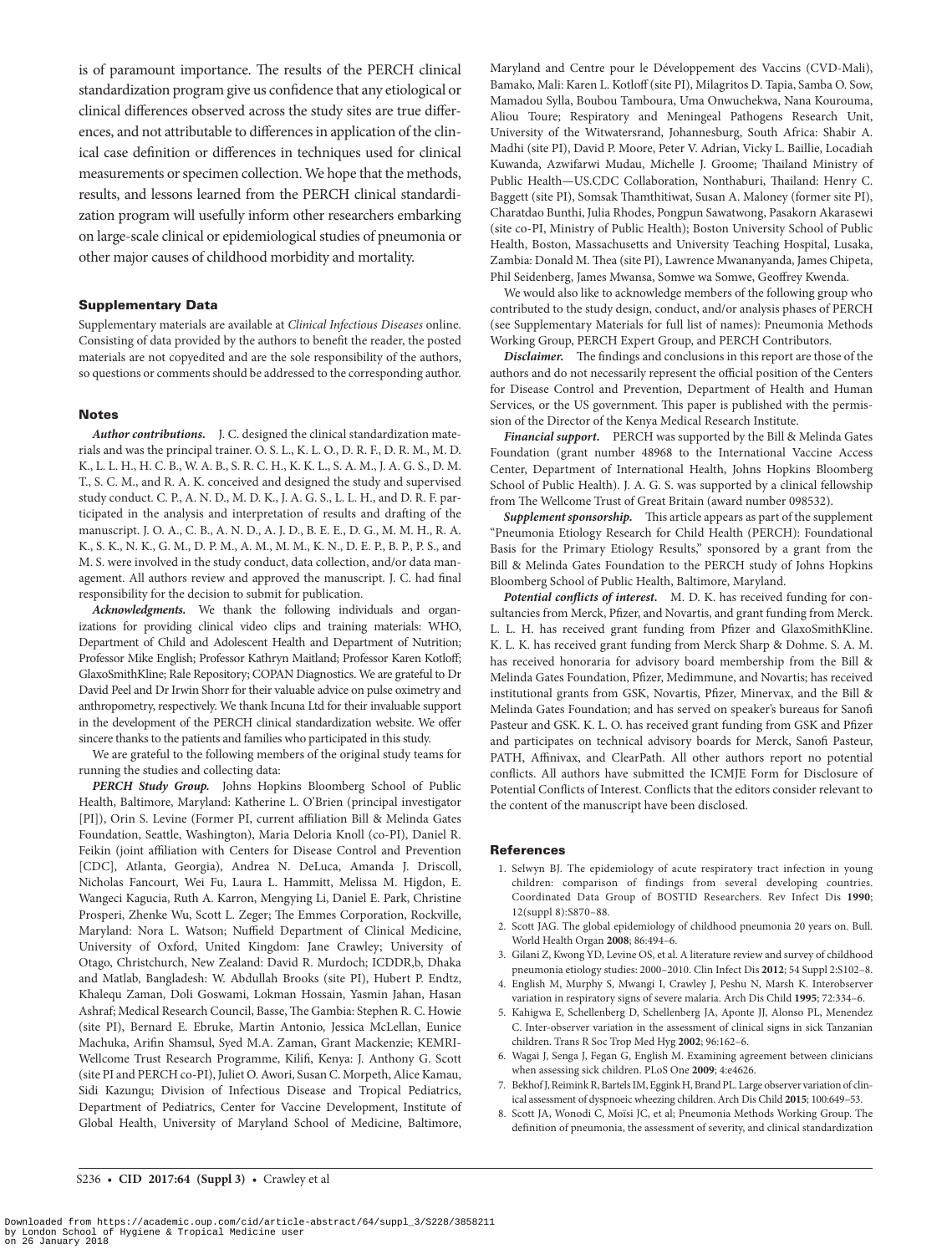is of paramount importance. The results of the PERCH clinical standardization program give us confidence that any etiological or clinical differences observed across the study sites are true differences, and not attributable to differences in application of the clinical case definition or differences in techniques used for clinical measurements or specimen collection. We hope that the methods, results, and lessons learned from the PERCH clinical standardization program will usefully inform other researchers embarking on large-scale clinical or epidemiological studies of pneumonia or other major causes of childhood morbidity and mortality.

## Supplementary Data

Supplementary materials are available at *Clinical Infectious Diseases* online. Consisting of data provided by the authors to benefit the reader, the posted materials are not copyedited and are the sole responsibility of the authors, so questions or comments should be addressed to the corresponding author.

## Notes

***Author contributions.*** J. C. designed the clinical standardization materials and was the principal trainer. O. S. L., K. L. O., D. R. F., D. R. M., M. D. K., L. L. H., H. C. B., W. A. B., S. R. C. H., K. K. L., S. A. M., J. A. G. S., D. M. T., S. C. M., and R. A. K. conceived and designed the study and supervised study conduct. C. P., A. N. D., M. D. K., J. A. G. S., L. L. H., and D. R. F. participated in the analysis and interpretation of results and drafting of the manuscript. J. O. A., C. B., A. N. D., A. J. D., B. E. E., D. G., M. M. H., R. A. K., S. K., N. K., G. M., D. P. M., A. M., M. M., K. N., D. E. P., B. P., P. S., and M. S. were involved in the study conduct, data collection, and/or data management. All authors review and approved the manuscript. J. C. had final responsibility for the decision to submit for publication.

***Acknowledgments.*** We thank the following individuals and organizations for providing clinical video clips and training materials: WHO, Department of Child and Adolescent Health and Department of Nutrition; Professor Mike English; Professor Kathryn Maitland; Professor Karen Kotloff; GlaxoSmithKline; Rale Repository; COPAN Diagnostics. We are grateful to Dr David Peel and Dr Irwin Shorr for their valuable advice on pulse oximetry and anthropometry, respectively. We thank Incuna Ltd for their invaluable support in the development of the PERCH clinical standardization website. We offer sincere thanks to the patients and families who participated in this study.

We are grateful to the following members of the original study teams for running the studies and collecting data:

***PERCH Study Group.*** Johns Hopkins Bloomberg School of Public Health, Baltimore, Maryland: Katherine L. O'Brien (principal investigator [PI]), Orin S. Levine (Former PI, current affiliation Bill & Melinda Gates Foundation, Seattle, Washington), Maria Deloria Knoll (co-PI), Daniel R. Feikin (joint affiliation with Centers for Disease Control and Prevention [CDC], Atlanta, Georgia), Andrea N. DeLuca, Amanda J. Driscoll, Nicholas Fancourt, Wei Fu, Laura L. Hammitt, Melissa M. Higdon, E. Wangeci Kagucia, Ruth A. Karron, Mengying Li, Daniel E. Park, Christine Prosperi, Zhenke Wu, Scott L. Zeger; The Emmes Corporation, Rockville, Maryland: Nora L. Watson; Nuffield Department of Clinical Medicine, University of Oxford, United Kingdom: Jane Crawley; University of Otago, Christchurch, New Zealand: David R. Murdoch; ICDDR,b, Dhaka and Matlab, Bangladesh: W. Abdullah Brooks (site PI), Hubert P. Endtz, Khalequ Zaman, Doli Goswami, Lokman Hossain, Yasmin Jahan, Hasan Ashraf; Medical Research Council, Basse, The Gambia: Stephen R. C. Howie (site PI), Bernard E. Ebruke, Martin Antonio, Jessica McLellan, Eunice Machuka, Arifin Shamsul, Syed M.A. Zaman, Grant Mackenzie; KEMRI-Wellcome Trust Research Programme, Kilifi, Kenya: J. Anthony G. Scott (site PI and PERCH co-PI), Juliet O. Awori, Susan C. Morpeth, Alice Kamau, Sidi Kazungu; Division of Infectious Disease and Tropical Pediatrics, Department of Pediatrics, Center for Vaccine Development, Institute of Global Health, University of Maryland School of Medicine, Baltimore, Maryland and Centre pour le Développement des Vaccins (CVD-Mali), Bamako, Mali: Karen L. Kotloff (site PI), Milagritos D. Tapia, Samba O. Sow, Mamadou Sylla, Boubou Tamboura, Uma Onwuchekwa, Nana Kourouma, Aliou Toure; Respiratory and Meningeal Pathogens Research Unit, University of the Witwatersrand, Johannesburg, South Africa: Shabir A. Madhi (site PI), David P. Moore, Peter V. Adrian, Vicky L. Baillie, Locadiah Kuwanda, Azwifarwi Mudau, Michelle J. Groome; Thailand Ministry of Public Health—US.CDC Collaboration, Nonthaburi, Thailand: Henry C. Baggett (site PI), Somsak Thamthitiwat, Susan A. Maloney (former site PI), Charatdao Bunthi, Julia Rhodes, Pongpun Sawatwong, Pasakorn Akarasewi (site co-PI, Ministry of Public Health); Boston University School of Public Health, Boston, Massachusetts and University Teaching Hospital, Lusaka, Zambia: Donald M. Thea (site PI), Lawrence Mwananyanda, James Chipeta, Phil Seidenberg, James Mwansa, Somwe wa Somwe, Geoffrey Kwenda.

We would also like to acknowledge members of the following group who contributed to the study design, conduct, and/or analysis phases of PERCH (see Supplementary Materials for full list of names): Pneumonia Methods Working Group, PERCH Expert Group, and PERCH Contributors.

***Disclaimer.*** The findings and conclusions in this report are those of the authors and do not necessarily represent the official position of the Centers for Disease Control and Prevention, Department of Health and Human Services, or the US government. This paper is published with the permission of the Director of the Kenya Medical Research Institute.

***Financial support.*** PERCH was supported by the Bill & Melinda Gates Foundation (grant number 48968 to the International Vaccine Access Center, Department of International Health, Johns Hopkins Bloomberg School of Public Health). J. A. G. S. was supported by a clinical fellowship from The Wellcome Trust of Great Britain (award number 098532).

***Supplement sponsorship.*** This article appears as part of the supplement "Pneumonia Etiology Research for Child Health (PERCH): Foundational Basis for the Primary Etiology Results," sponsored by a grant from the Bill & Melinda Gates Foundation to the PERCH study of Johns Hopkins Bloomberg School of Public Health, Baltimore, Maryland.

***Potential conflicts of interest.*** M. D. K. has received funding for consultancies from Merck, Pfizer, and Novartis, and grant funding from Merck. L. L. H. has received grant funding from Pfizer and GlaxoSmithKline. K. L. K. has received grant funding from Merck Sharp & Dohme. S. A. M. has received honoraria for advisory board membership from the Bill & Melinda Gates Foundation, Pfizer, Medimmune, and Novartis; has received institutional grants from GSK, Novartis, Pfizer, Minervax, and the Bill & Melinda Gates Foundation; and has served on speaker's bureaus for Sanofi Pasteur and GSK. K. L. O. has received grant funding from GSK and Pfizer and participates on technical advisory boards for Merck, Sanofi Pasteur, PATH, Affinivax, and ClearPath. All other authors report no potential conflicts. All authors have submitted the ICMJE Form for Disclosure of Potential Conflicts of Interest. Conflicts that the editors consider relevant to the content of the manuscript have been disclosed.

## References

1. Selwyn BJ. The epidemiology of acute respiratory tract infection in young children: comparison of findings from several developing countries. Coordinated Data Group of BOSTID Researchers. Rev Infect Dis **1990**; 12(suppl 8):S870–88.
2. Scott JAG. The global epidemiology of childhood pneumonia 20 years on. Bull. World Health Organ **2008**; 86:494–6.
3. Gilani Z, Kwong YD, Levine OS, et al. A literature review and survey of childhood pneumonia etiology studies: 2000–2010. Clin Infect Dis **2012**; 54 Suppl 2:S102–8.
4. English M, Murphy S, Mwangi I, Crawley J, Peshu N, Marsh K. Interobserver variation in respiratory signs of severe malaria. Arch Dis Child **1995**; 72:334–6.
5. Kahigwa E, Schellenberg D, Schellenberg JA, Aponte JJ, Alonso PL, Menendez C. Inter-observer variation in the assessment of clinical signs in sick Tanzanian children. Trans R Soc Trop Med Hyg **2002**; 96:162–6.
6. Wagai J, Senga J, Fegan G, English M. Examining agreement between clinicians when assessing sick children. PLoS One **2009**; 4:e4626.
7. Bekhof J, Reimink R, Bartels IM, Eggink H, Brand PL. Large observer variation of clinical assessment of dyspnoeic wheezing children. Arch Dis Child **2015**; 100:649–53.
8. Scott JA, Wonodi C, Moïsi JC, et al; Pneumonia Methods Working Group. The definition of pneumonia, the assessment of severity, and clinical standardization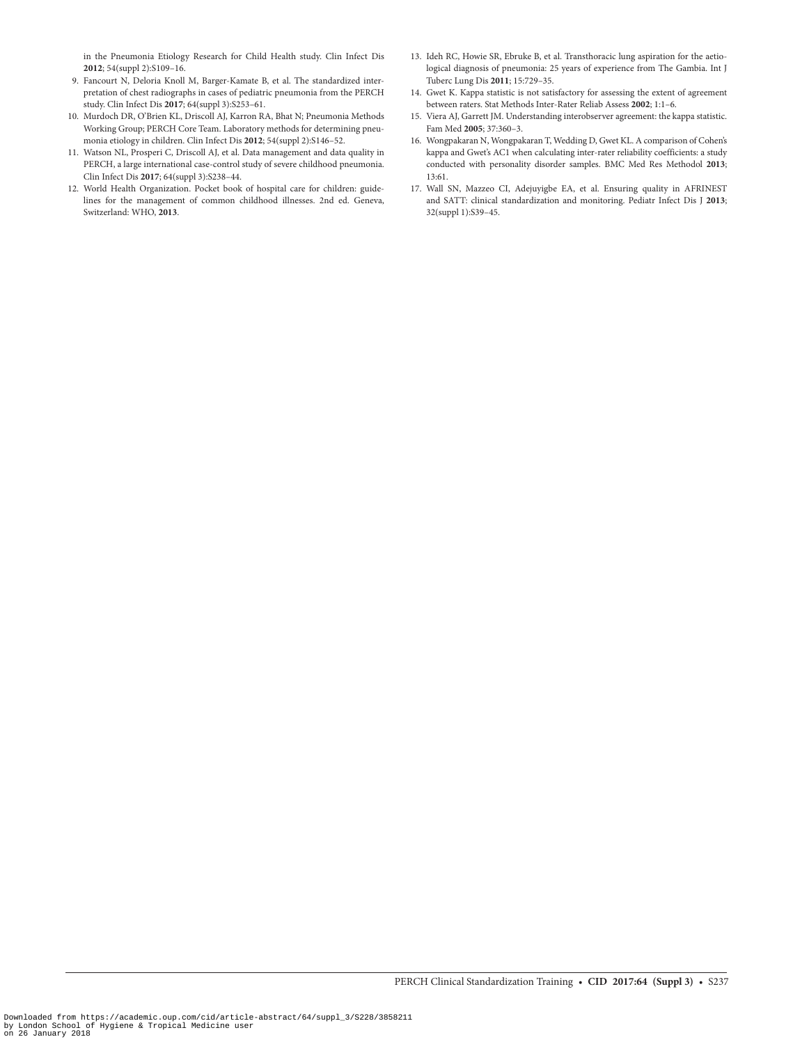in the Pneumonia Etiology Research for Child Health study. Clin Infect Dis **2012**; 54(suppl 2):S109–16.

9. Fancourt N, Deloria Knoll M, Barger-Kamate B, et al. The standardized interpretation of chest radiographs in cases of pediatric pneumonia from the PERCH study. Clin Infect Dis **2017**; 64(suppl 3):S253–61.
10. Murdoch DR, O'Brien KL, Driscoll AJ, Karron RA, Bhat N; Pneumonia Methods Working Group; PERCH Core Team. Laboratory methods for determining pneumonia etiology in children. Clin Infect Dis **2012**; 54(suppl 2):S146–52.
11. Watson NL, Prosperi C, Driscoll AJ, et al. Data management and data quality in PERCH, a large international case-control study of severe childhood pneumonia. Clin Infect Dis **2017**; 64(suppl 3):S238–44.
12. World Health Organization. Pocket book of hospital care for children: guidelines for the management of common childhood illnesses. 2nd ed. Geneva, Switzerland: WHO, **2013**.
13. Ideh RC, Howie SR, Ebruke B, et al. Transthoracic lung aspiration for the aetiological diagnosis of pneumonia: 25 years of experience from The Gambia. Int J Tuberc Lung Dis **2011**; 15:729–35.
14. Gwet K. Kappa statistic is not satisfactory for assessing the extent of agreement between raters. Stat Methods Inter-Rater Reliab Assess **2002**; 1:1–6.
15. Viera AJ, Garrett JM. Understanding interobserver agreement: the kappa statistic. Fam Med **2005**; 37:360–3.
16. Wongpakaran N, Wongpakaran T, Wedding D, Gwet KL. A comparison of Cohen's kappa and Gwet's AC1 when calculating inter-rater reliability coefficients: a study conducted with personality disorder samples. BMC Med Res Methodol **2013**; 13:61.
17. Wall SN, Mazzeo CI, Adejuyigbe EA, et al. Ensuring quality in AFRINEST and SATT: clinical standardization and monitoring. Pediatr Infect Dis J **2013**; 32(suppl 1):S39–45.